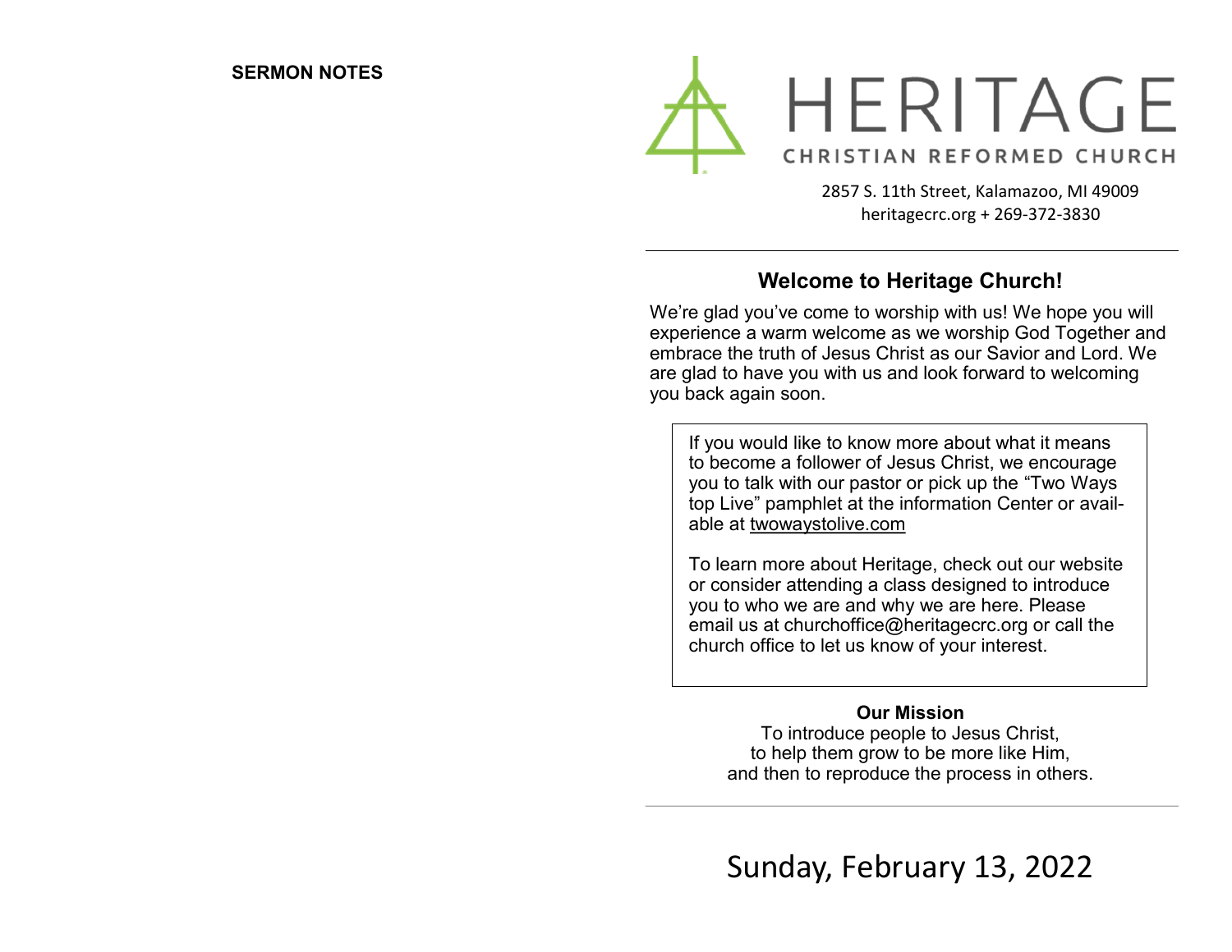**SERMON NOTES**

# HERITAGE

CHRISTIAN REFORMED CHURCH

2857 S. 11th Street, Kalamazoo, MI 49009
heritagecrc.org + 269-372-3830

## Welcome to Heritage Church!

We're glad you've come to worship with us! We hope you will experience a warm welcome as we worship God Together and embrace the truth of Jesus Christ as our Savior and Lord. We are glad to have you with us and look forward to welcoming you back again soon.

If you would like to know more about what it means to become a follower of Jesus Christ, we encourage you to talk with our pastor or pick up the "Two Ways top Live" pamphlet at the information Center or available at twowaystolive.com

To learn more about Heritage, check out our website or consider attending a class designed to introduce you to who we are and why we are here. Please email us at churchoffice@heritagecrc.org or call the church office to let us know of your interest.

**Our Mission**

To introduce people to Jesus Christ,
to help them grow to be more like Him,
and then to reproduce the process in others.

Sunday, February 13, 2022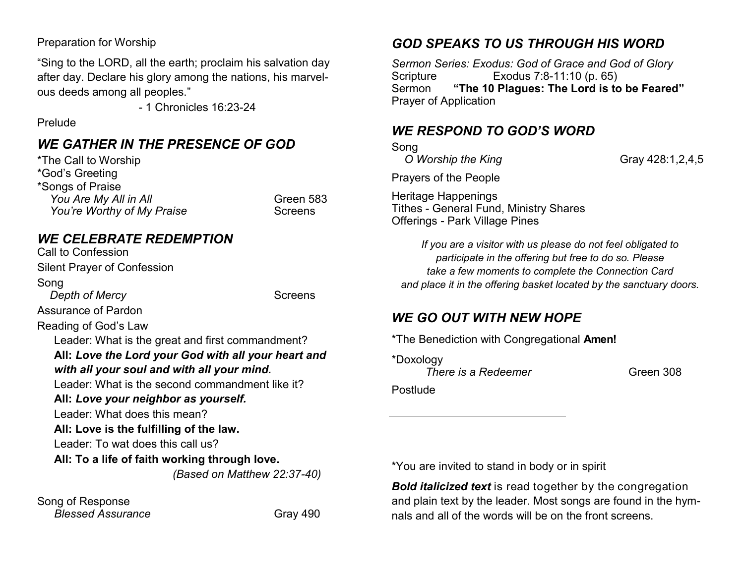Preparation for Worship

"Sing to the LORD, all the earth; proclaim his salvation day after day. Declare his glory among the nations, his marvelous deeds among all peoples."

- 1 Chronicles 16:23-24

Prelude

## *WE GATHER IN THE PRESENCE OF GOD*

*The Call to Worship
*God's Greeting
*Songs of Praise

*You Are My All in All* — Green 583
*You're Worthy of My Praise* — Screens

## *WE CELEBRATE REDEMPTION*

Call to Confession

Silent Prayer of Confession

Song

*Depth of Mercy* — Screens

Assurance of Pardon

Reading of God's Law

Leader: What is the great and first commandment?

**All: *Love the Lord your God with all your heart and with all your soul and with all your mind.***

Leader: What is the second commandment like it?

**All: *Love your neighbor as yourself.***

Leader: What does this mean?

**All: Love is the fulfilling of the law.**

Leader: To wat does this call us?

**All: To a life of faith working through love.**

*(Based on Matthew 22:37-40)*

Song of Response

*Blessed Assurance* — Gray 490

## *GOD SPEAKS TO US THROUGH HIS WORD*

*Sermon Series: Exodus: God of Grace and God of Glory*
Scripture — Exodus 7:8-11:10 (p. 65)
Sermon — **"The 10 Plagues: The Lord is to be Feared"**
Prayer of Application

## *WE RESPOND TO GOD'S WORD*

Song

*O Worship the King* — Gray 428:1,2,4,5

Prayers of the People

Heritage Happenings
Tithes - General Fund, Ministry Shares
Offerings - Park Village Pines

*If you are a visitor with us please do not feel obligated to participate in the offering but free to do so. Please take a few moments to complete the Connection Card and place it in the offering basket located by the sanctuary doors.*

## *WE GO OUT WITH NEW HOPE*

*The Benediction with Congregational **Amen!**

*Doxology

*There is a Redeemer* — Green 308

Postlude

---

*You are invited to stand in body or in spirit

***Bold italicized text*** is read together by the congregation and plain text by the leader. Most songs are found in the hymnals and all of the words will be on the front screens.